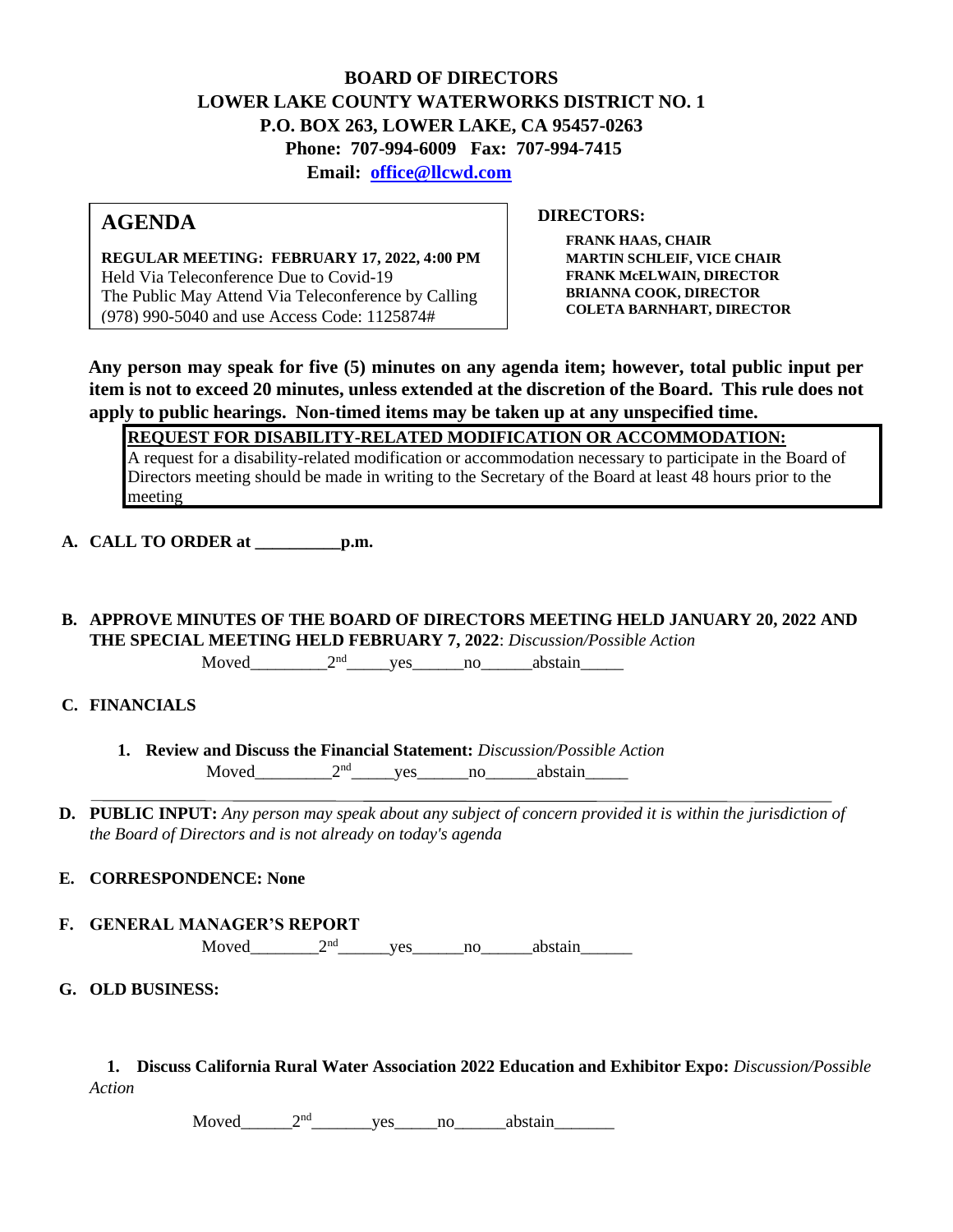# BOARD OF DIRECTORS
# LOWER LAKE COUNTY WATERWORKS DISTRICT NO. 1
## P.O. BOX 263, LOWER LAKE, CA 95457-0263
**Phone: 707-994-6009 Fax: 707-994-7415**

**Email: office@llcwd.com**

## AGENDA

**REGULAR MEETING: FEBRUARY 17, 2022, 4:00 PM**
Held Via Teleconference Due to Covid-19
The Public May Attend Via Teleconference by Calling (978) 990-5040 and use Access Code: 1125874#

**DIRECTORS:**

**FRANK HAAS, CHAIR**
**MARTIN SCHLEIF, VICE CHAIR**
**FRANK McELWAIN, DIRECTOR**
**BRIANNA COOK, DIRECTOR**
**COLETA BARNHART, DIRECTOR**

**Any person may speak for five (5) minutes on any agenda item; however, total public input per item is not to exceed 20 minutes, unless extended at the discretion of the Board. This rule does not apply to public hearings. Non-timed items may be taken up at any unspecified time.**

**REQUEST FOR DISABILITY-RELATED MODIFICATION OR ACCOMMODATION:**
A request for a disability-related modification or accommodation necessary to participate in the Board of Directors meeting should be made in writing to the Secretary of the Board at least 48 hours prior to the meeting

**A. CALL TO ORDER at __________p.m.**

**B. APPROVE MINUTES OF THE BOARD OF DIRECTORS MEETING HELD JANUARY 20, 2022 AND THE SPECIAL MEETING HELD FEBRUARY 7, 2022**: *Discussion/Possible Action*

Moved_________2nd_____yes______no______abstain_____

**C. FINANCIALS**

1. **Review and Discuss the Financial Statement:** *Discussion/Possible Action*

   Moved_________2nd_____yes______no______abstain_____

**D. PUBLIC INPUT:** *Any person may speak about any subject of concern provided it is within the jurisdiction of the Board of Directors and is not already on today's agenda*

**E. CORRESPONDENCE: None**

**F. GENERAL MANAGER'S REPORT**

Moved________2nd______yes______no______abstain______

**G. OLD BUSINESS:**

1. **Discuss California Rural Water Association 2022 Education and Exhibitor Expo:** *Discussion/Possible Action*

   Moved______2nd_______yes_____no______abstain_______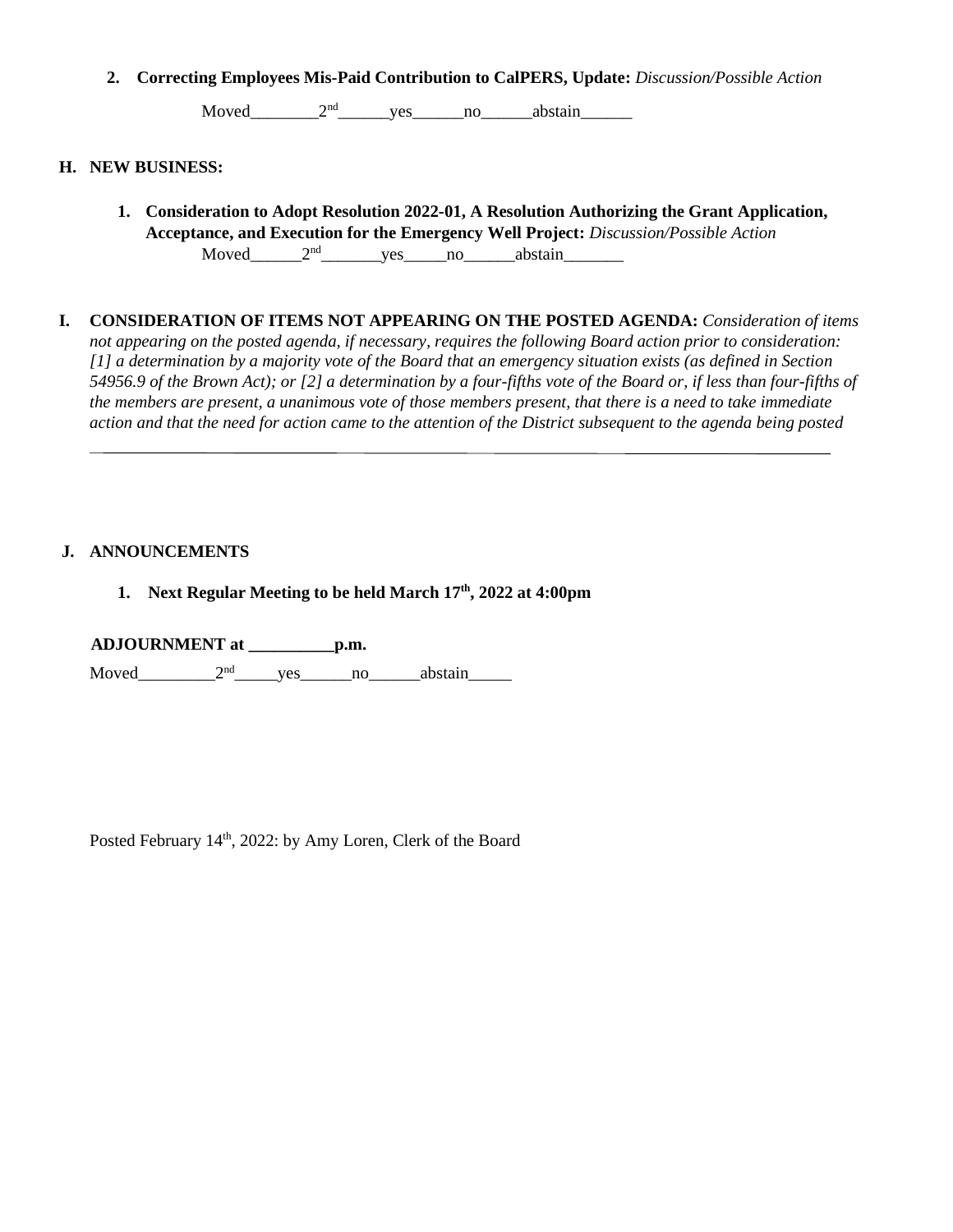2. **Correcting Employees Mis-Paid Contribution to CalPERS, Update:** *Discussion/Possible Action*

   Moved________2nd______yes______no______abstain______

**H. NEW BUSINESS:**

1. **Consideration to Adopt Resolution 2022-01, A Resolution Authorizing the Grant Application, Acceptance, and Execution for the Emergency Well Project:** *Discussion/Possible Action*

   Moved______2nd_______yes_____no______abstain_______

**I. CONSIDERATION OF ITEMS NOT APPEARING ON THE POSTED AGENDA:** *Consideration of items not appearing on the posted agenda, if necessary, requires the following Board action prior to consideration: [1] a determination by a majority vote of the Board that an emergency situation exists (as defined in Section 54956.9 of the Brown Act); or [2] a determination by a four-fifths vote of the Board or, if less than four-fifths of the members are present, a unanimous vote of those members present, that there is a need to take immediate action and that the need for action came to the attention of the District subsequent to the agenda being posted*

---

**J. ANNOUNCEMENTS**

1. **Next Regular Meeting to be held March 17th, 2022 at 4:00pm**

**ADJOURNMENT at __________p.m.**

Moved_________2nd_____yes______no______abstain_____

Posted February 14th, 2022: by Amy Loren, Clerk of the Board